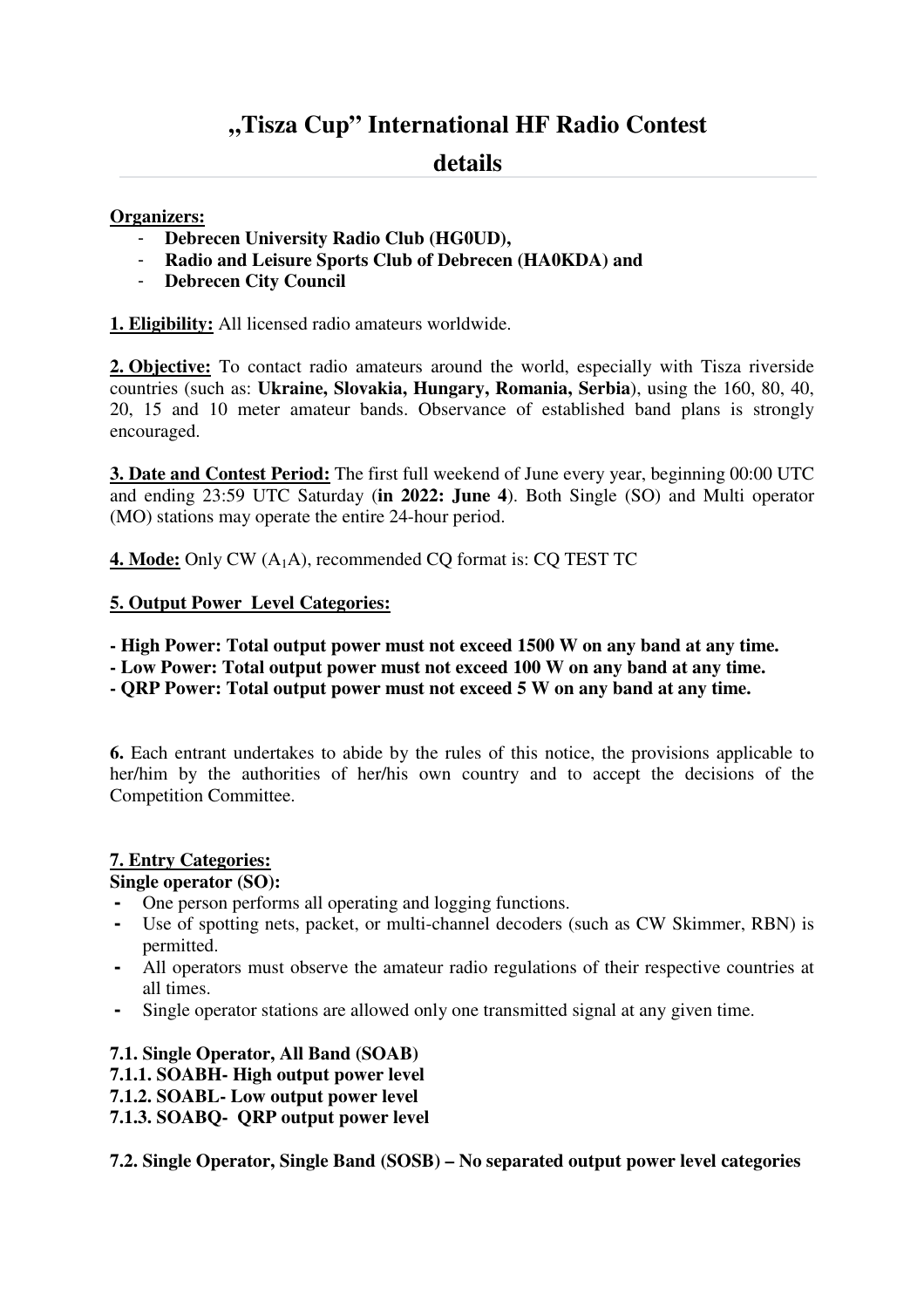# „Tisza Cup" International HF Radio Contest

## details

**Organizers:**

- **Debrecen University Radio Club (HG0UD),**
- **Radio and Leisure Sports Club of Debrecen (HA0KDA) and**
- **Debrecen City Council**

**1. Eligibility:** All licensed radio amateurs worldwide.

**2. Objective:** To contact radio amateurs around the world, especially with Tisza riverside countries (such as: **Ukraine, Slovakia, Hungary, Romania, Serbia**), using the 160, 80, 40, 20, 15 and 10 meter amateur bands. Observance of established band plans is strongly encouraged.

**3. Date and Contest Period:** The first full weekend of June every year, beginning 00:00 UTC and ending 23:59 UTC Saturday (**in 2022: June 4**). Both Single (SO) and Multi operator (MO) stations may operate the entire 24-hour period.

**4. Mode:** Only CW ($A_1A$), recommended CQ format is: CQ TEST TC

**5. Output Power Level Categories:**

**- High Power: Total output power must not exceed 1500 W on any band at any time.**
**- Low Power: Total output power must not exceed 100 W on any band at any time.**
**- QRP Power: Total output power must not exceed 5 W on any band at any time.**

**6.** Each entrant undertakes to abide by the rules of this notice, the provisions applicable to her/him by the authorities of her/his own country and to accept the decisions of the Competition Committee.

**7. Entry Categories:**

**Single operator (SO):**

- One person performs all operating and logging functions.
- Use of spotting nets, packet, or multi-channel decoders (such as CW Skimmer, RBN) is permitted.
- All operators must observe the amateur radio regulations of their respective countries at all times.
- Single operator stations are allowed only one transmitted signal at any given time.

**7.1. Single Operator, All Band (SOAB)**
**7.1.1. SOABH- High output power level**
**7.1.2. SOABL- Low output power level**
**7.1.3. SOABQ- QRP output power level**

**7.2. Single Operator, Single Band (SOSB) – No separated output power level categories**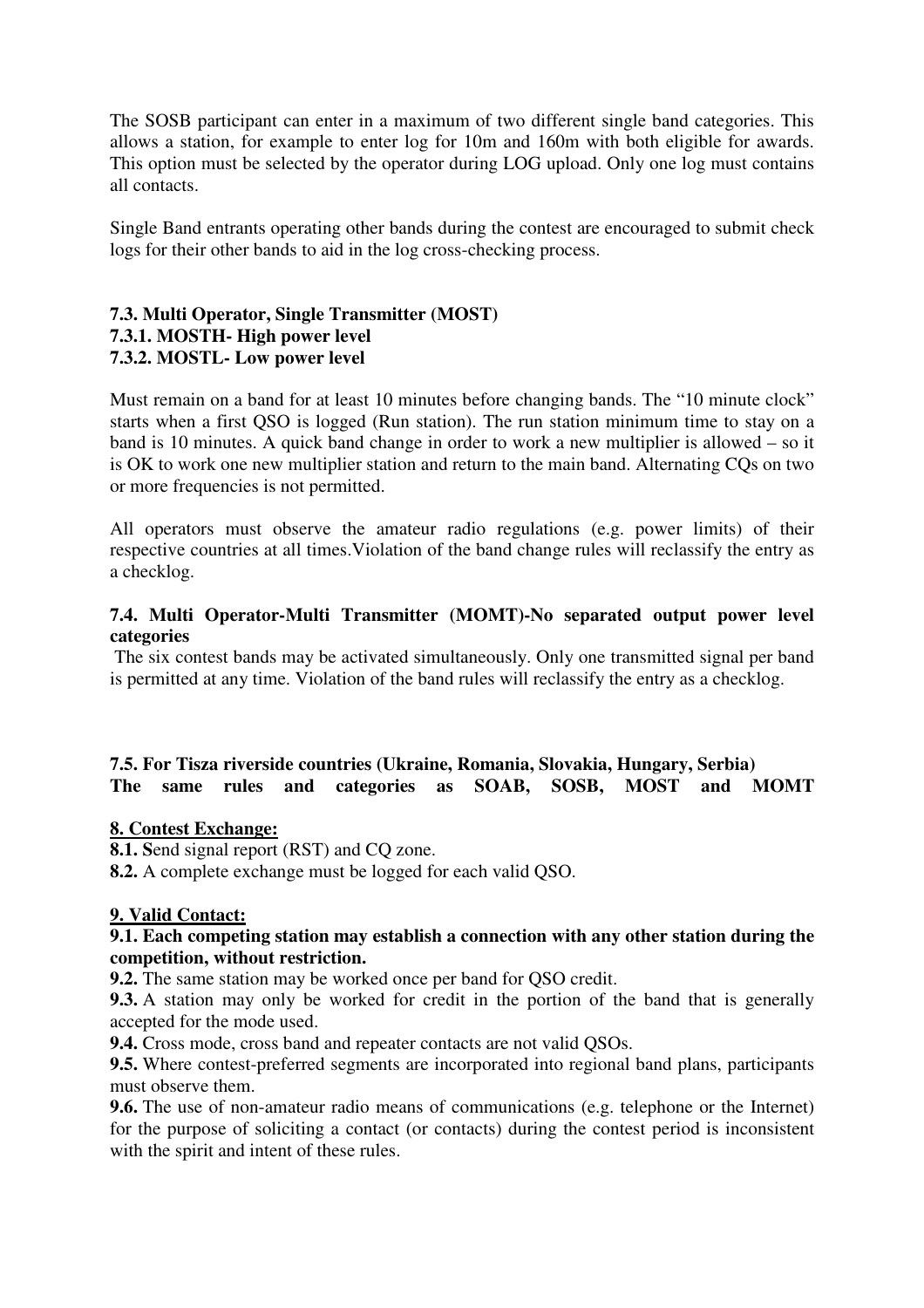The SOSB participant can enter in a maximum of two different single band categories. This allows a station, for example to enter log for 10m and 160m with both eligible for awards. This option must be selected by the operator during LOG upload. Only one log must contains all contacts.

Single Band entrants operating other bands during the contest are encouraged to submit check logs for their other bands to aid in the log cross-checking process.

**7.3. Multi Operator, Single Transmitter (MOST)**
**7.3.1. MOSTH- High power level**
**7.3.2. MOSTL- Low power level**

Must remain on a band for at least 10 minutes before changing bands. The "10 minute clock" starts when a first QSO is logged (Run station). The run station minimum time to stay on a band is 10 minutes. A quick band change in order to work a new multiplier is allowed – so it is OK to work one new multiplier station and return to the main band. Alternating CQs on two or more frequencies is not permitted.

All operators must observe the amateur radio regulations (e.g. power limits) of their respective countries at all times.Violation of the band change rules will reclassify the entry as a checklog.

**7.4. Multi Operator-Multi Transmitter (MOMT)-No separated output power level categories**

The six contest bands may be activated simultaneously. Only one transmitted signal per band is permitted at any time. Violation of the band rules will reclassify the entry as a checklog.

**7.5. For Tisza riverside countries (Ukraine, Romania, Slovakia, Hungary, Serbia)**
**The same rules and categories as SOAB, SOSB, MOST and MOMT**

**8. Contest Exchange:**

**8.1. S**end signal report (RST) and CQ zone.
**8.2.** A complete exchange must be logged for each valid QSO.

**9. Valid Contact:**

**9.1. Each competing station may establish a connection with any other station during the competition, without restriction.**
**9.2.** The same station may be worked once per band for QSO credit.
**9.3.** A station may only be worked for credit in the portion of the band that is generally accepted for the mode used.
**9.4.** Cross mode, cross band and repeater contacts are not valid QSOs.
**9.5.** Where contest-preferred segments are incorporated into regional band plans, participants must observe them.
**9.6.** The use of non-amateur radio means of communications (e.g. telephone or the Internet) for the purpose of soliciting a contact (or contacts) during the contest period is inconsistent with the spirit and intent of these rules.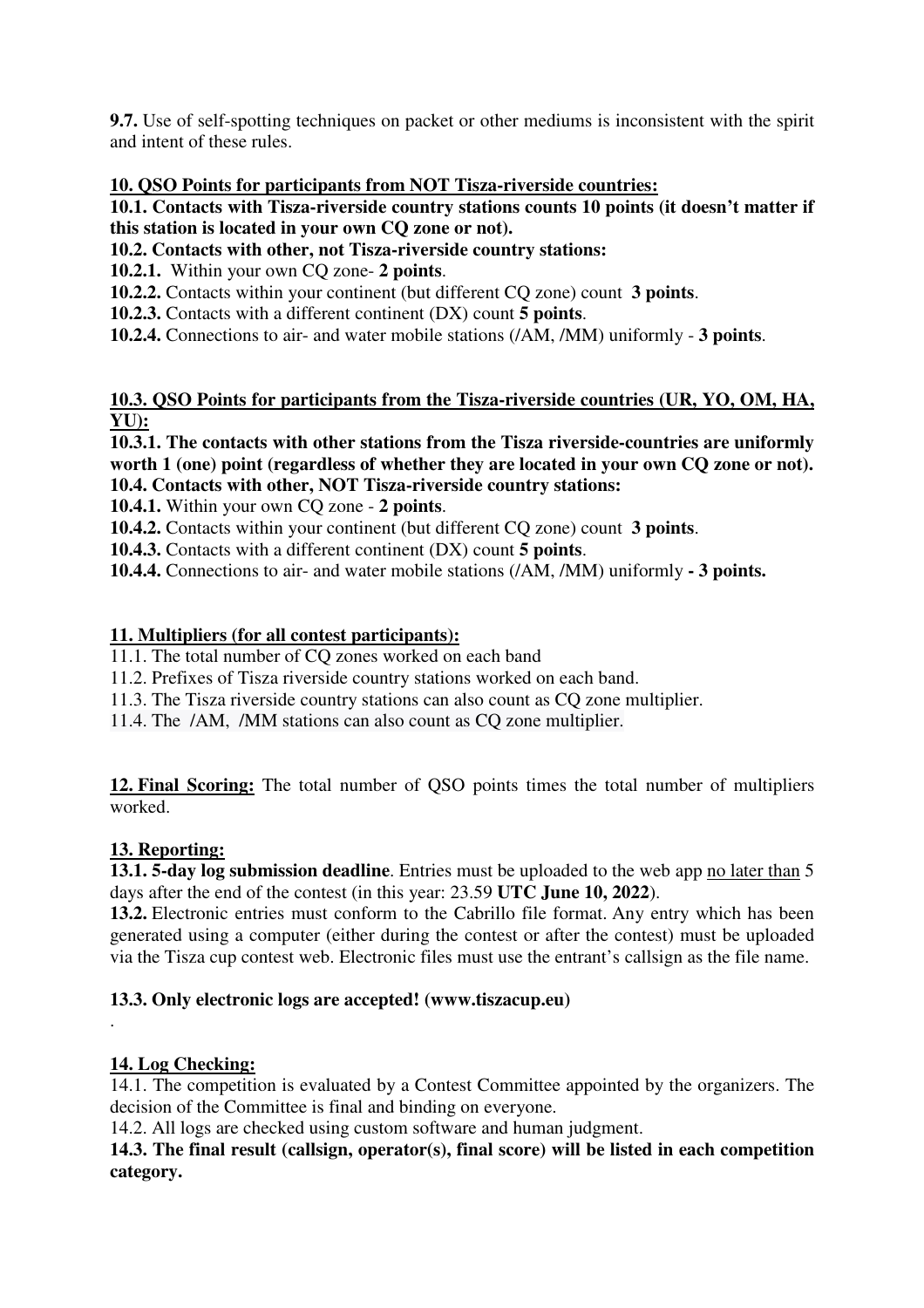**9.7.** Use of self-spotting techniques on packet or other mediums is inconsistent with the spirit and intent of these rules.

**10. QSO Points for participants from NOT Tisza-riverside countries:**

**10.1. Contacts with Tisza-riverside country stations counts 10 points (it doesn't matter if this station is located in your own CQ zone or not).**

**10.2. Contacts with other, not Tisza-riverside country stations:**

**10.2.1.** Within your own CQ zone- **2 points**.

**10.2.2.** Contacts within your continent (but different CQ zone) count **3 points**.

**10.2.3.** Contacts with a different continent (DX) count **5 points**.

**10.2.4.** Connections to air- and water mobile stations (/AM, /MM) uniformly - **3 points**.

**10.3. QSO Points for participants from the Tisza-riverside countries (UR, YO, OM, HA, YU):**

**10.3.1. The contacts with other stations from the Tisza riverside-countries are uniformly worth 1 (one) point (regardless of whether they are located in your own CQ zone or not).**

**10.4. Contacts with other, NOT Tisza-riverside country stations:**

**10.4.1.** Within your own CQ zone - **2 points**.

**10.4.2.** Contacts within your continent (but different CQ zone) count **3 points**.

**10.4.3.** Contacts with a different continent (DX) count **5 points**.

**10.4.4.** Connections to air- and water mobile stations (/AM, /MM) uniformly **- 3 points.**

**11. Multipliers (for all contest participants):**

11.1. The total number of CQ zones worked on each band

11.2. Prefixes of Tisza riverside country stations worked on each band.

11.3. The Tisza riverside country stations can also count as CQ zone multiplier.

11.4. The /AM, /MM stations can also count as CQ zone multiplier.

**12. Final Scoring:** The total number of QSO points times the total number of multipliers worked.

**13. Reporting:**

**13.1. 5-day log submission deadline**. Entries must be uploaded to the web app no later than 5 days after the end of the contest (in this year: 23.59 **UTC June 10, 2022**).

**13.2.** Electronic entries must conform to the Cabrillo file format. Any entry which has been generated using a computer (either during the contest or after the contest) must be uploaded via the Tisza cup contest web. Electronic files must use the entrant's callsign as the file name.

**13.3. Only electronic logs are accepted! (www.tiszacup.eu)**

.

**14. Log Checking:**

14.1. The competition is evaluated by a Contest Committee appointed by the organizers. The decision of the Committee is final and binding on everyone.

14.2. All logs are checked using custom software and human judgment.

**14.3. The final result (callsign, operator(s), final score) will be listed in each competition category.**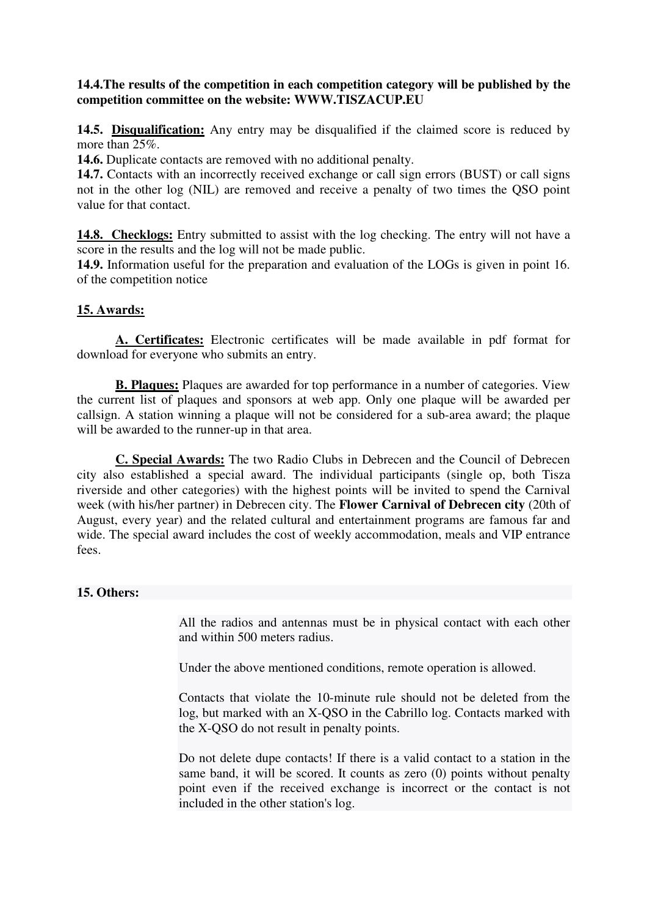**14.4.The results of the competition in each competition category will be published by the competition committee on the website: WWW.TISZACUP.EU**

**14.5. <u>Disqualification:</u>** Any entry may be disqualified if the claimed score is reduced by more than 25%.

**14.6.** Duplicate contacts are removed with no additional penalty.

**14.7.** Contacts with an incorrectly received exchange or call sign errors (BUST) or call signs not in the other log (NIL) are removed and receive a penalty of two times the QSO point value for that contact.

**<u>14.8. Checklogs:</u>** Entry submitted to assist with the log checking. The entry will not have a score in the results and the log will not be made public.

**14.9.** Information useful for the preparation and evaluation of the LOGs is given in point 16. of the competition notice

## 15. Awards:

**<u>A. Certificates:</u>** Electronic certificates will be made available in pdf format for download for everyone who submits an entry.

**<u>B. Plaques:</u>** Plaques are awarded for top performance in a number of categories. View the current list of plaques and sponsors at web app. Only one plaque will be awarded per callsign. A station winning a plaque will not be considered for a sub-area award; the plaque will be awarded to the runner-up in that area.

**<u>C. Special Awards:</u>** The two Radio Clubs in Debrecen and the Council of Debrecen city also established a special award. The individual participants (single op, both Tisza riverside and other categories) with the highest points will be invited to spend the Carnival week (with his/her partner) in Debrecen city. The **Flower Carnival of Debrecen city** (20th of August, every year) and the related cultural and entertainment programs are famous far and wide. The special award includes the cost of weekly accommodation, meals and VIP entrance fees.

## 15. Others:

All the radios and antennas must be in physical contact with each other and within 500 meters radius.

Under the above mentioned conditions, remote operation is allowed.

Contacts that violate the 10-minute rule should not be deleted from the log, but marked with an X-QSO in the Cabrillo log. Contacts marked with the X-QSO do not result in penalty points.

Do not delete dupe contacts! If there is a valid contact to a station in the same band, it will be scored. It counts as zero (0) points without penalty point even if the received exchange is incorrect or the contact is not included in the other station's log.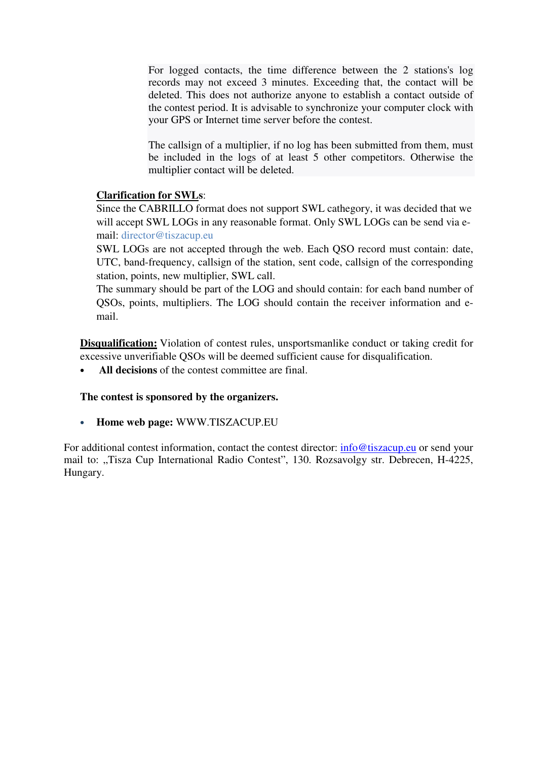For logged contacts, the time difference between the 2 stations's log records may not exceed 3 minutes. Exceeding that, the contact will be deleted. This does not authorize anyone to establish a contact outside of the contest period. It is advisable to synchronize your computer clock with your GPS or Internet time server before the contest.

The callsign of a multiplier, if no log has been submitted from them, must be included in the logs of at least 5 other competitors. Otherwise the multiplier contact will be deleted.

**Clarification for SWLs**:
Since the CABRILLO format does not support SWL cathegory, it was decided that we will accept SWL LOGs in any reasonable format. Only SWL LOGs can be send via e-mail: director@tiszacup.eu
SWL LOGs are not accepted through the web. Each QSO record must contain: date, UTC, band-frequency, callsign of the station, sent code, callsign of the corresponding station, points, new multiplier, SWL call.
The summary should be part of the LOG and should contain: for each band number of QSOs, points, multipliers. The LOG should contain the receiver information and e-mail.

**Disqualification:** Violation of contest rules, unsportsmanlike conduct or taking credit for excessive unverifiable QSOs will be deemed sufficient cause for disqualification.

- **All decisions** of the contest committee are final.

**The contest is sponsored by the organizers.**

- **Home web page:** WWW.TISZACUP.EU

For additional contest information, contact the contest director: info@tiszacup.eu or send your mail to: „Tisza Cup International Radio Contest", 130. Rozsavolgy str. Debrecen, H-4225, Hungary.